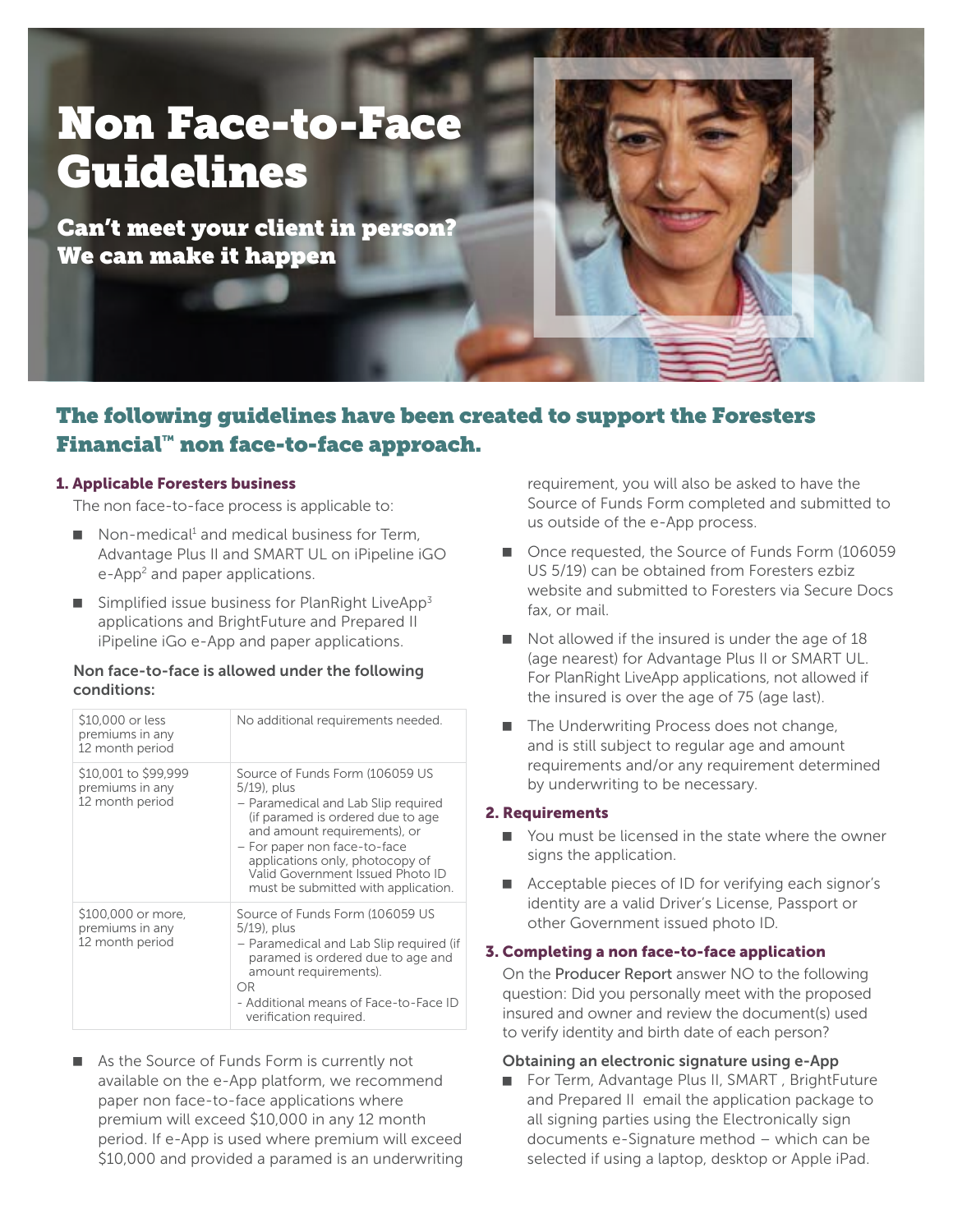# Non Face-to-Face Guidelines

## Can't meet your client in person? We can make it happen

## The following guidelines have been created to support the Foresters Financial™ non face-to-face approach.

### 1. Applicable Foresters business

The non face-to-face process is applicable to:

- Non-medical[1] and medical business for Term, Advantage Plus II and SMART UL on iPipeline iGO e-App[2] and paper applications.
- Simplified issue business for PlanRight LiveApp[3] applications and BrightFuture and Prepared II iPipeline iGo e-App and paper applications.

**Non face-to-face is allowed under the following conditions:**

| | |
|---|---|
| $10,000 or less premiums in any 12 month period | No additional requirements needed. |
| $10,001 to $99,999 premiums in any 12 month period | Source of Funds Form (106059 US 5/19), plus<br>– Paramedical and Lab Slip required (if paramed is ordered due to age and amount requirements), or<br>– For paper non face-to-face applications only, photocopy of Valid Government Issued Photo ID must be submitted with application. |
| $100,000 or more, premiums in any 12 month period | Source of Funds Form (106059 US 5/19), plus<br>– Paramedical and Lab Slip required (if paramed is ordered due to age and amount requirements).<br>OR<br>- Additional means of Face-to-Face ID verification required. |

- As the Source of Funds Form is currently not available on the e-App platform, we recommend paper non face-to-face applications where premium will exceed $10,000 in any 12 month period. If e-App is used where premium will exceed $10,000 and provided a paramed is an underwriting requirement, you will also be asked to have the Source of Funds Form completed and submitted to us outside of the e-App process.
- Once requested, the Source of Funds Form (106059 US 5/19) can be obtained from Foresters ezbiz website and submitted to Foresters via Secure Docs fax, or mail.
- Not allowed if the insured is under the age of 18 (age nearest) for Advantage Plus II or SMART UL. For PlanRight LiveApp applications, not allowed if the insured is over the age of 75 (age last).
- The Underwriting Process does not change, and is still subject to regular age and amount requirements and/or any requirement determined by underwriting to be necessary.

### 2. Requirements

- You must be licensed in the state where the owner signs the application.
- Acceptable pieces of ID for verifying each signor's identity are a valid Driver's License, Passport or other Government issued photo ID.

### 3. Completing a non face-to-face application

On the Producer Report answer NO to the following question: Did you personally meet with the proposed insured and owner and review the document(s) used to verify identity and birth date of each person?

**Obtaining an electronic signature using e-App**

- For Term, Advantage Plus II, SMART , BrightFuture and Prepared II email the application package to all signing parties using the Electronically sign documents e-Signature method – which can be selected if using a laptop, desktop or Apple iPad.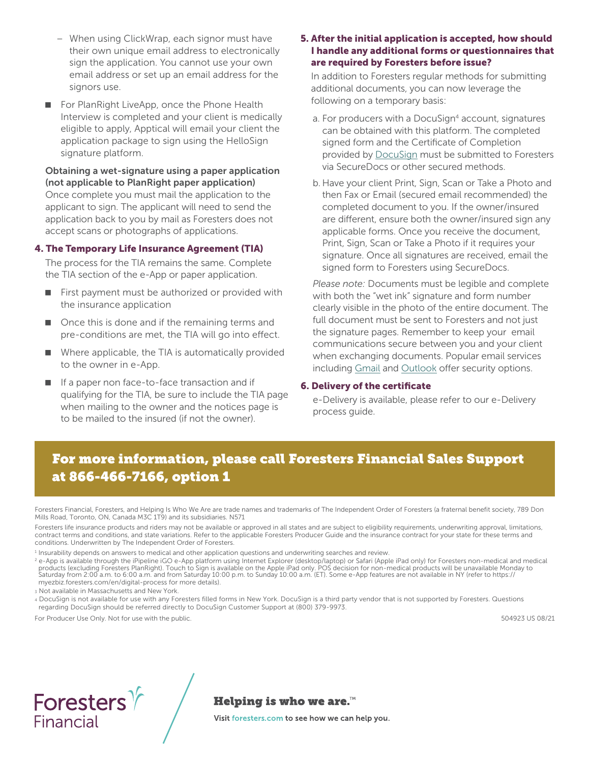- When using ClickWrap, each signor must have their own unique email address to electronically sign the application. You cannot use your own email address or set up an email address for the signors use.

- For PlanRight LiveApp, once the Phone Health Interview is completed and your client is medically eligible to apply, Apptical will email your client the application package to sign using the HelloSign signature platform.

**Obtaining a wet-signature using a paper application (not applicable to PlanRight paper application)**
Once complete you must mail the application to the applicant to sign. The applicant will need to send the application back to you by mail as Foresters does not accept scans or photographs of applications.

### 4. The Temporary Life Insurance Agreement (TIA)

The process for the TIA remains the same. Complete the TIA section of the e-App or paper application.

- First payment must be authorized or provided with the insurance application
- Once this is done and if the remaining terms and pre-conditions are met, the TIA will go into effect.
- Where applicable, the TIA is automatically provided to the owner in e-App.
- If a paper non face-to-face transaction and if qualifying for the TIA, be sure to include the TIA page when mailing to the owner and the notices page is to be mailed to the insured (if not the owner).

### 5. After the initial application is accepted, how should I handle any additional forms or questionnaires that are required by Foresters before issue?

In addition to Foresters regular methods for submitting additional documents, you can now leverage the following on a temporary basis:

a. For producers with a DocuSign[4] account, signatures can be obtained with this platform. The completed signed form and the Certificate of Completion provided by DocuSign must be submitted to Foresters via SecureDocs or other secured methods.

b. Have your client Print, Sign, Scan or Take a Photo and then Fax or Email (secured email recommended) the completed document to you. If the owner/insured are different, ensure both the owner/insured sign any applicable forms. Once you receive the document, Print, Sign, Scan or Take a Photo if it requires your signature. Once all signatures are received, email the signed form to Foresters using SecureDocs.

*Please note:* Documents must be legible and complete with both the "wet ink" signature and form number clearly visible in the photo of the entire document. The full document must be sent to Foresters and not just the signature pages. Remember to keep your email communications secure between you and your client when exchanging documents. Popular email services including Gmail and Outlook offer security options.

### 6. Delivery of the certificate

e-Delivery is available, please refer to our e-Delivery process guide.

## For more information, please call Foresters Financial Sales Support at 866-466-7166, option 1

Foresters Financial, Foresters, and Helping Is Who We Are are trade names and trademarks of The Independent Order of Foresters (a fraternal benefit society, 789 Don Mills Road, Toronto, ON, Canada M3C 1T9) and its subsidiaries. N571

Foresters life insurance products and riders may not be available or approved in all states and are subject to eligibility requirements, underwriting approval, limitations, contract terms and conditions, and state variations. Refer to the applicable Foresters Producer Guide and the insurance contract for your state for these terms and conditions. Underwritten by The Independent Order of Foresters.

[1] Insurability depends on answers to medical and other application questions and underwriting searches and review.

[2] e-App is available through the iPipeline iGO e-App platform using Internet Explorer (desktop/laptop) or Safari (Apple iPad only) for Foresters non-medical and medical products (excluding Foresters PlanRight). Touch to Sign is available on the Apple iPad only. POS decision for non-medical products will be unavailable Monday to Saturday from 2:00 a.m. to 6:00 a.m. and from Saturday 10:00 p.m. to Sunday 10:00 a.m. (ET). Some e-App features are not available in NY (refer to https://myezbiz.foresters.com/en/digital-process for more details).

[3] Not available in Massachusetts and New York.

[4] DocuSign is not available for use with any Foresters filled forms in New York. DocuSign is a third party vendor that is not supported by Foresters. Questions regarding DocuSign should be referred directly to DocuSign Customer Support at (800) 379-9973.

For Producer Use Only. Not for use with the public.

504923 US 08/21

Foresters Financial

**Helping is who we are.™**

Visit foresters.com to see how we can help you.